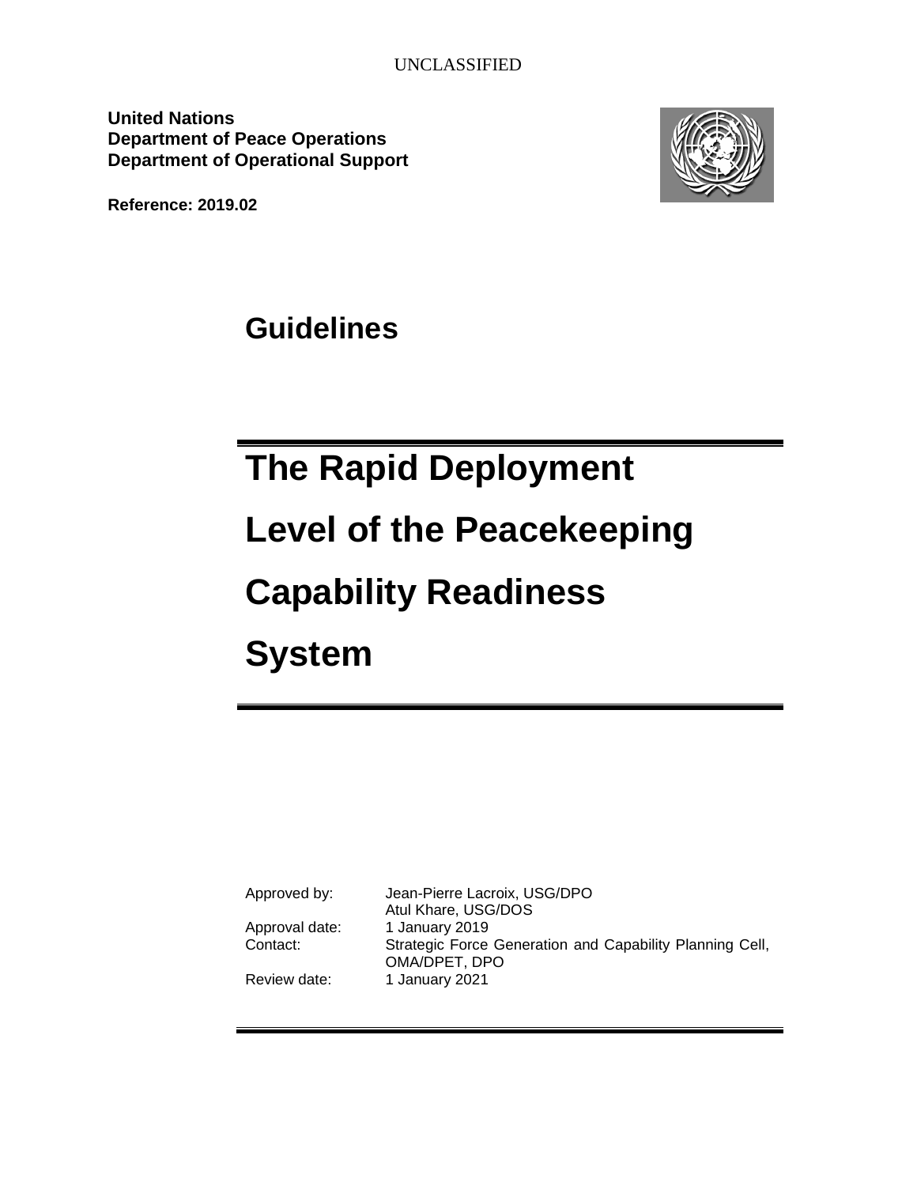UNCLASSIFIED

**United Nations**
**Department of Peace Operations**
**Department of Operational Support**

**Reference: 2019.02**

# Guidelines

# The Rapid Deployment Level of the Peacekeeping Capability Readiness System

| | |
|---|---|
| Approved by: | Jean-Pierre Lacroix, USG/DPO<br>Atul Khare, USG/DOS |
| Approval date: | 1 January 2019 |
| Contact: | Strategic Force Generation and Capability Planning Cell, OMA/DPET, DPO |
| Review date: | 1 January 2021 |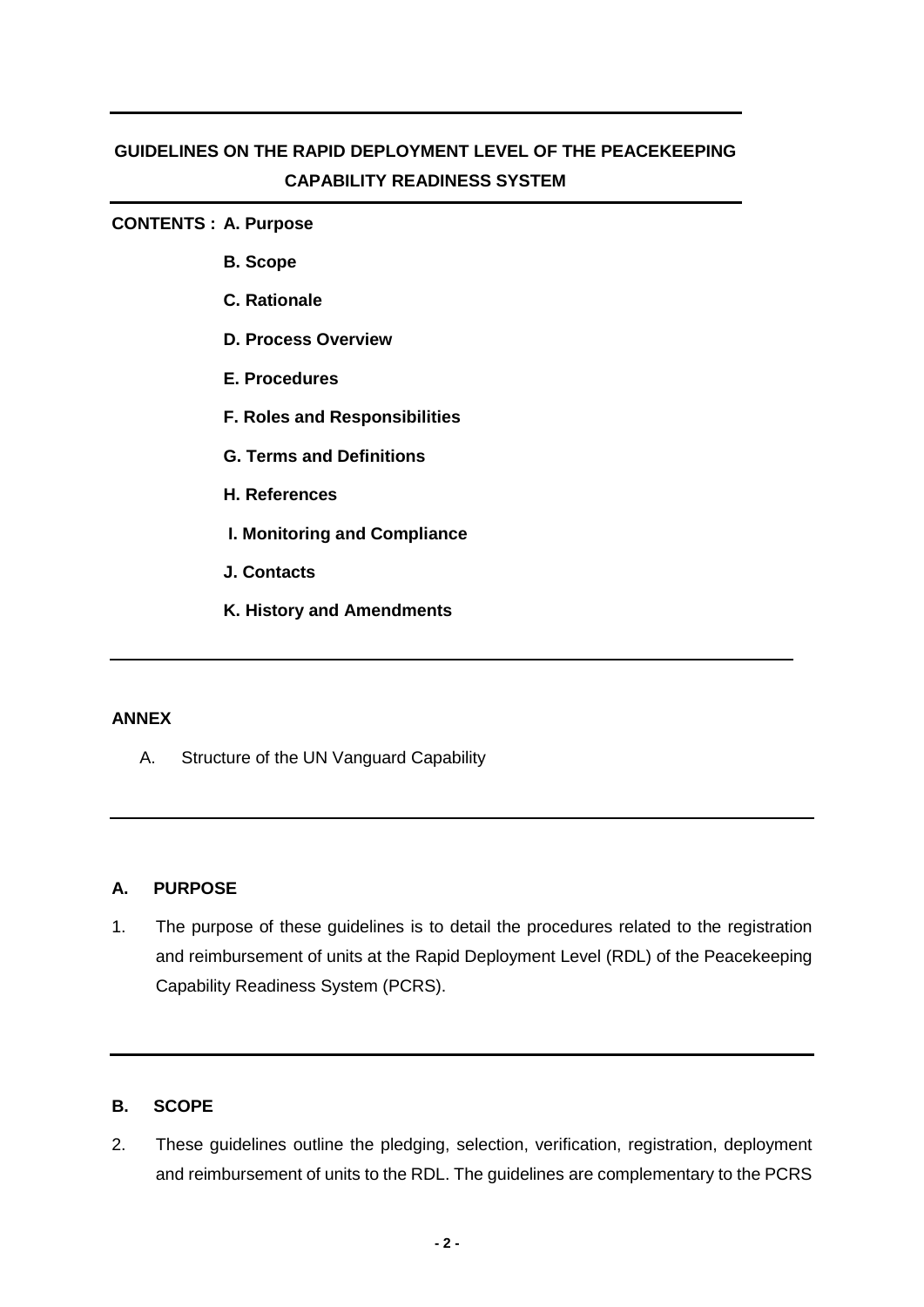# GUIDELINES ON THE RAPID DEPLOYMENT LEVEL OF THE PEACEKEEPING CAPABILITY READINESS SYSTEM

**CONTENTS :**

- **A. Purpose**
- **B. Scope**
- **C. Rationale**
- **D. Process Overview**
- **E. Procedures**
- **F. Roles and Responsibilities**
- **G. Terms and Definitions**
- **H. References**
- **I. Monitoring and Compliance**
- **J. Contacts**
- **K. History and Amendments**

**ANNEX**

A. Structure of the UN Vanguard Capability

## A. PURPOSE

1. The purpose of these guidelines is to detail the procedures related to the registration and reimbursement of units at the Rapid Deployment Level (RDL) of the Peacekeeping Capability Readiness System (PCRS).

## B. SCOPE

2. These guidelines outline the pledging, selection, verification, registration, deployment and reimbursement of units to the RDL. The guidelines are complementary to the PCRS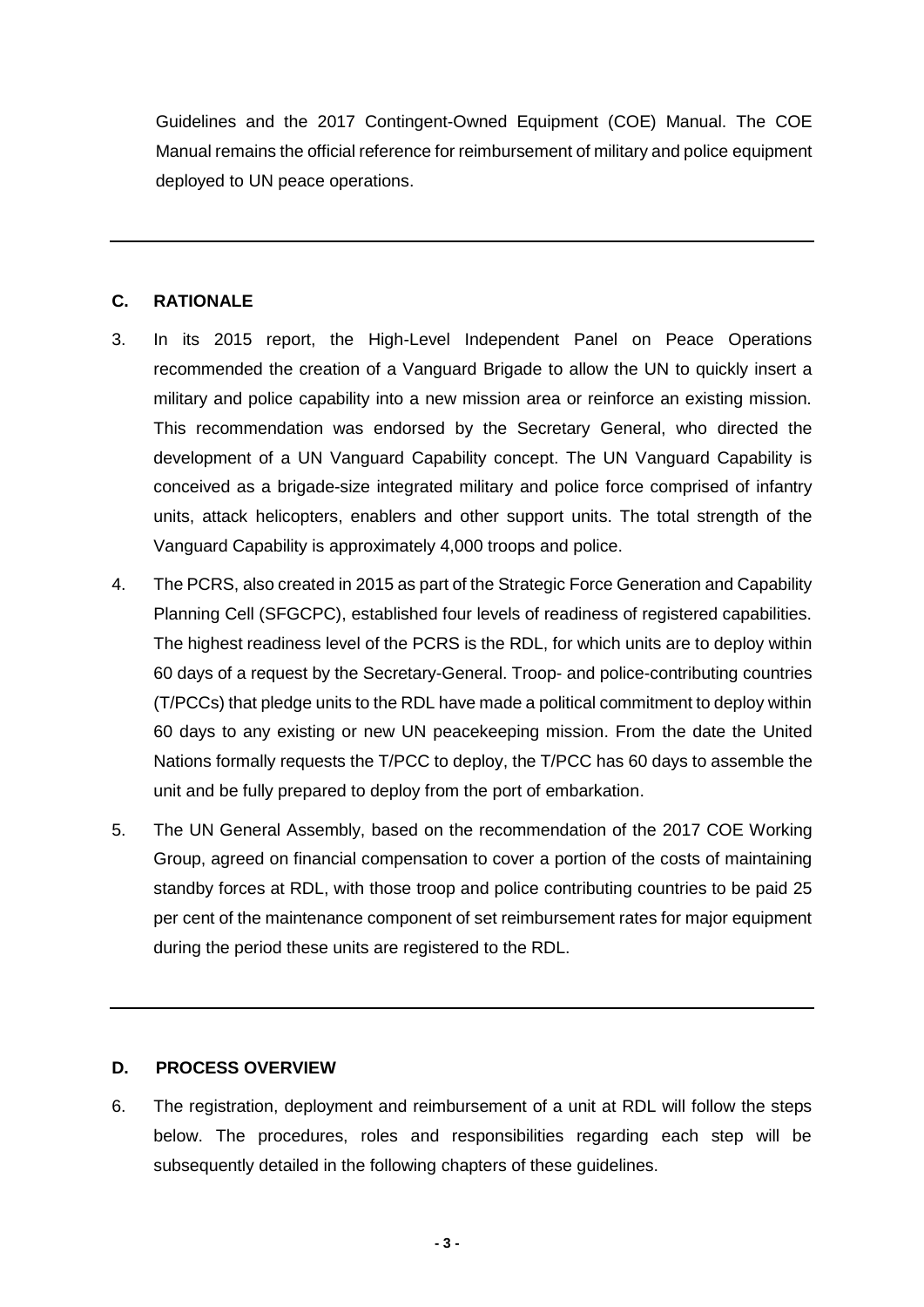Guidelines and the 2017 Contingent-Owned Equipment (COE) Manual. The COE Manual remains the official reference for reimbursement of military and police equipment deployed to UN peace operations.

---

## C. RATIONALE

3. In its 2015 report, the High-Level Independent Panel on Peace Operations recommended the creation of a Vanguard Brigade to allow the UN to quickly insert a military and police capability into a new mission area or reinforce an existing mission. This recommendation was endorsed by the Secretary General, who directed the development of a UN Vanguard Capability concept. The UN Vanguard Capability is conceived as a brigade-size integrated military and police force comprised of infantry units, attack helicopters, enablers and other support units. The total strength of the Vanguard Capability is approximately 4,000 troops and police.

4. The PCRS, also created in 2015 as part of the Strategic Force Generation and Capability Planning Cell (SFGCPC), established four levels of readiness of registered capabilities. The highest readiness level of the PCRS is the RDL, for which units are to deploy within 60 days of a request by the Secretary-General. Troop- and police-contributing countries (T/PCCs) that pledge units to the RDL have made a political commitment to deploy within 60 days to any existing or new UN peacekeeping mission. From the date the United Nations formally requests the T/PCC to deploy, the T/PCC has 60 days to assemble the unit and be fully prepared to deploy from the port of embarkation.

5. The UN General Assembly, based on the recommendation of the 2017 COE Working Group, agreed on financial compensation to cover a portion of the costs of maintaining standby forces at RDL, with those troop and police contributing countries to be paid 25 per cent of the maintenance component of set reimbursement rates for major equipment during the period these units are registered to the RDL.

---

## D. PROCESS OVERVIEW

6. The registration, deployment and reimbursement of a unit at RDL will follow the steps below. The procedures, roles and responsibilities regarding each step will be subsequently detailed in the following chapters of these guidelines.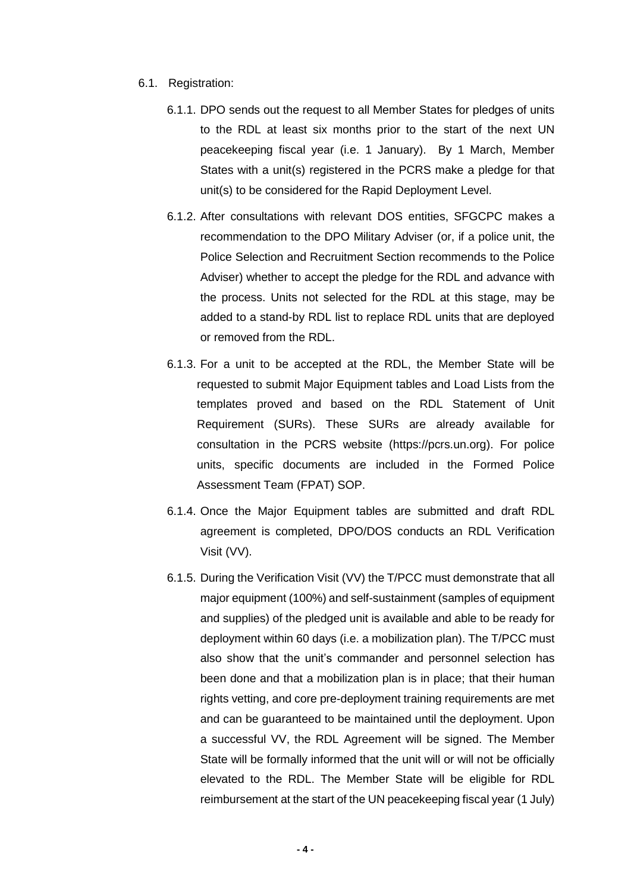6.1. Registration:

6.1.1. DPO sends out the request to all Member States for pledges of units to the RDL at least six months prior to the start of the next UN peacekeeping fiscal year (i.e. 1 January). By 1 March, Member States with a unit(s) registered in the PCRS make a pledge for that unit(s) to be considered for the Rapid Deployment Level.

6.1.2. After consultations with relevant DOS entities, SFGCPC makes a recommendation to the DPO Military Adviser (or, if a police unit, the Police Selection and Recruitment Section recommends to the Police Adviser) whether to accept the pledge for the RDL and advance with the process. Units not selected for the RDL at this stage, may be added to a stand-by RDL list to replace RDL units that are deployed or removed from the RDL.

6.1.3. For a unit to be accepted at the RDL, the Member State will be requested to submit Major Equipment tables and Load Lists from the templates proved and based on the RDL Statement of Unit Requirement (SURs). These SURs are already available for consultation in the PCRS website (https://pcrs.un.org). For police units, specific documents are included in the Formed Police Assessment Team (FPAT) SOP.

6.1.4. Once the Major Equipment tables are submitted and draft RDL agreement is completed, DPO/DOS conducts an RDL Verification Visit (VV).

6.1.5. During the Verification Visit (VV) the T/PCC must demonstrate that all major equipment (100%) and self-sustainment (samples of equipment and supplies) of the pledged unit is available and able to be ready for deployment within 60 days (i.e. a mobilization plan). The T/PCC must also show that the unit's commander and personnel selection has been done and that a mobilization plan is in place; that their human rights vetting, and core pre-deployment training requirements are met and can be guaranteed to be maintained until the deployment. Upon a successful VV, the RDL Agreement will be signed. The Member State will be formally informed that the unit will or will not be officially elevated to the RDL. The Member State will be eligible for RDL reimbursement at the start of the UN peacekeeping fiscal year (1 July)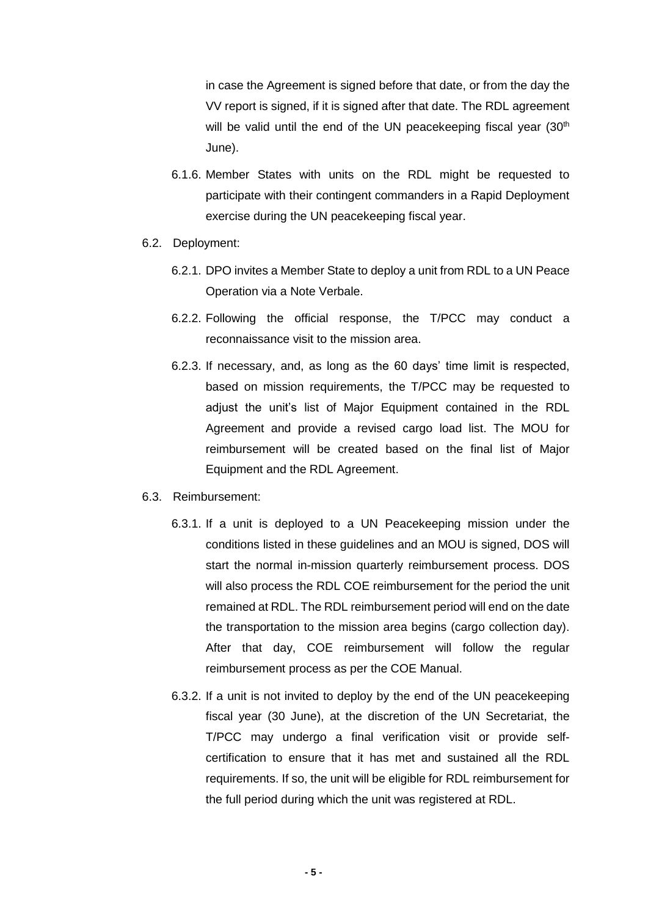in case the Agreement is signed before that date, or from the day the VV report is signed, if it is signed after that date. The RDL agreement will be valid until the end of the UN peacekeeping fiscal year (30th June).

6.1.6. Member States with units on the RDL might be requested to participate with their contingent commanders in a Rapid Deployment exercise during the UN peacekeeping fiscal year.

6.2. Deployment:

6.2.1. DPO invites a Member State to deploy a unit from RDL to a UN Peace Operation via a Note Verbale.

6.2.2. Following the official response, the T/PCC may conduct a reconnaissance visit to the mission area.

6.2.3. If necessary, and, as long as the 60 days' time limit is respected, based on mission requirements, the T/PCC may be requested to adjust the unit's list of Major Equipment contained in the RDL Agreement and provide a revised cargo load list. The MOU for reimbursement will be created based on the final list of Major Equipment and the RDL Agreement.

6.3. Reimbursement:

6.3.1. If a unit is deployed to a UN Peacekeeping mission under the conditions listed in these guidelines and an MOU is signed, DOS will start the normal in-mission quarterly reimbursement process. DOS will also process the RDL COE reimbursement for the period the unit remained at RDL. The RDL reimbursement period will end on the date the transportation to the mission area begins (cargo collection day). After that day, COE reimbursement will follow the regular reimbursement process as per the COE Manual.

6.3.2. If a unit is not invited to deploy by the end of the UN peacekeeping fiscal year (30 June), at the discretion of the UN Secretariat, the T/PCC may undergo a final verification visit or provide self-certification to ensure that it has met and sustained all the RDL requirements. If so, the unit will be eligible for RDL reimbursement for the full period during which the unit was registered at RDL.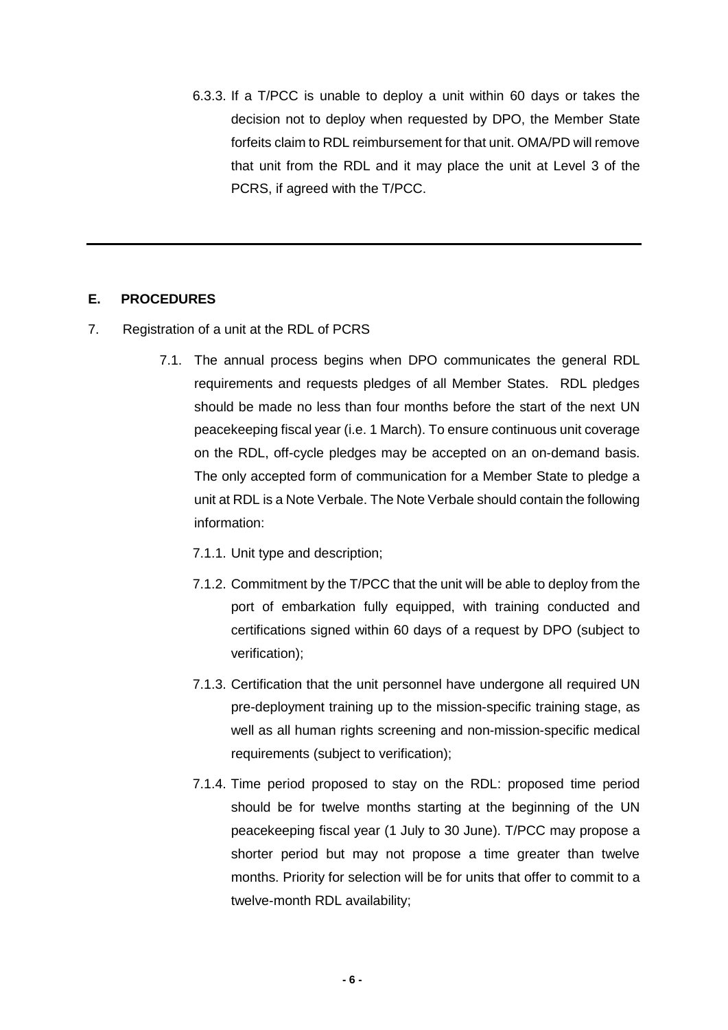6.3.3. If a T/PCC is unable to deploy a unit within 60 days or takes the decision not to deploy when requested by DPO, the Member State forfeits claim to RDL reimbursement for that unit. OMA/PD will remove that unit from the RDL and it may place the unit at Level 3 of the PCRS, if agreed with the T/PCC.

---

## E. PROCEDURES

7. Registration of a unit at the RDL of PCRS

7.1. The annual process begins when DPO communicates the general RDL requirements and requests pledges of all Member States. RDL pledges should be made no less than four months before the start of the next UN peacekeeping fiscal year (i.e. 1 March). To ensure continuous unit coverage on the RDL, off-cycle pledges may be accepted on an on-demand basis. The only accepted form of communication for a Member State to pledge a unit at RDL is a Note Verbale. The Note Verbale should contain the following information:

7.1.1. Unit type and description;

7.1.2. Commitment by the T/PCC that the unit will be able to deploy from the port of embarkation fully equipped, with training conducted and certifications signed within 60 days of a request by DPO (subject to verification);

7.1.3. Certification that the unit personnel have undergone all required UN pre-deployment training up to the mission-specific training stage, as well as all human rights screening and non-mission-specific medical requirements (subject to verification);

7.1.4. Time period proposed to stay on the RDL: proposed time period should be for twelve months starting at the beginning of the UN peacekeeping fiscal year (1 July to 30 June). T/PCC may propose a shorter period but may not propose a time greater than twelve months. Priority for selection will be for units that offer to commit to a twelve-month RDL availability;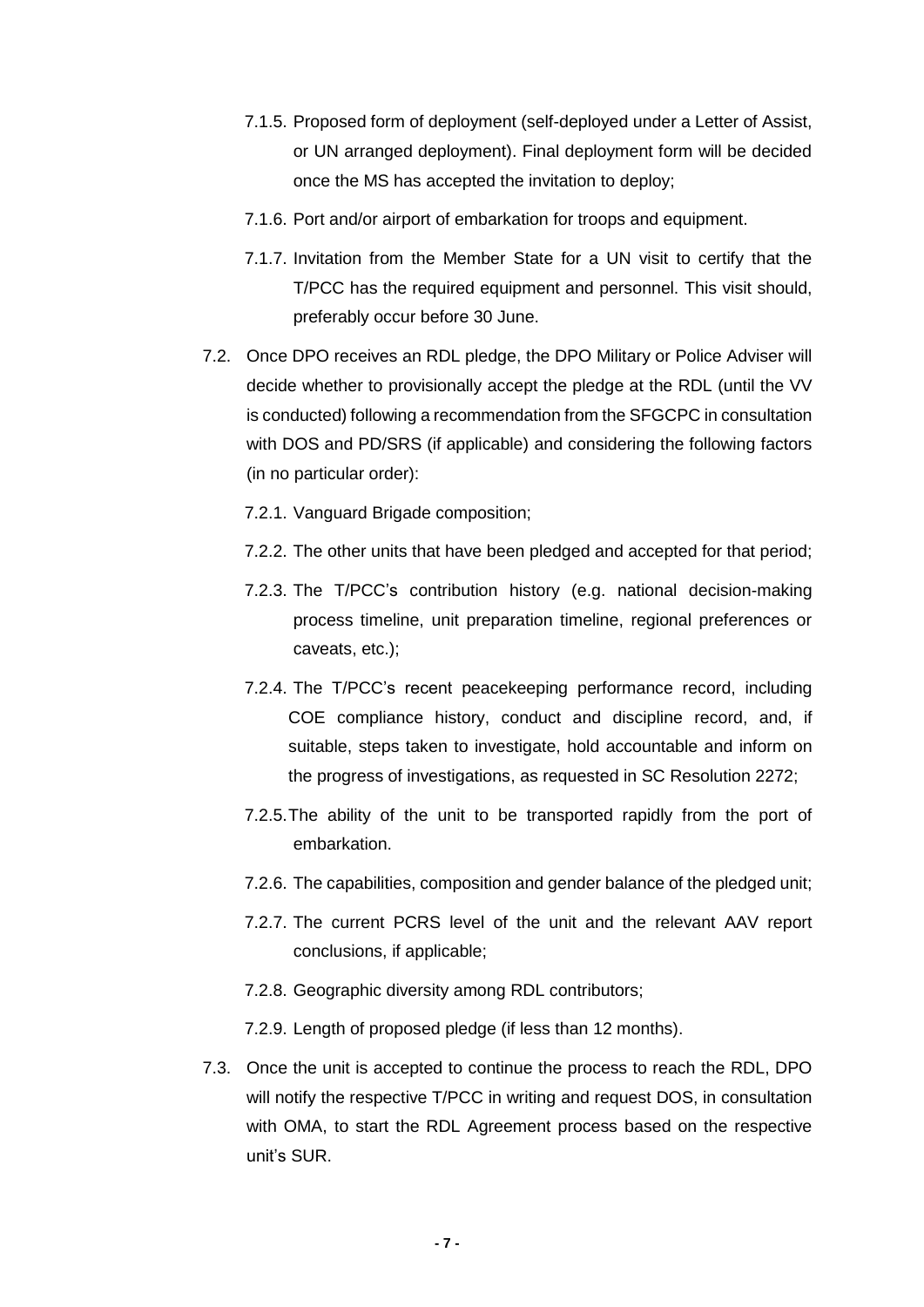7.1.5. Proposed form of deployment (self-deployed under a Letter of Assist, or UN arranged deployment). Final deployment form will be decided once the MS has accepted the invitation to deploy;

7.1.6. Port and/or airport of embarkation for troops and equipment.

7.1.7. Invitation from the Member State for a UN visit to certify that the T/PCC has the required equipment and personnel. This visit should, preferably occur before 30 June.

7.2. Once DPO receives an RDL pledge, the DPO Military or Police Adviser will decide whether to provisionally accept the pledge at the RDL (until the VV is conducted) following a recommendation from the SFGCPC in consultation with DOS and PD/SRS (if applicable) and considering the following factors (in no particular order):

7.2.1. Vanguard Brigade composition;

7.2.2. The other units that have been pledged and accepted for that period;

7.2.3. The T/PCC's contribution history (e.g. national decision-making process timeline, unit preparation timeline, regional preferences or caveats, etc.);

7.2.4. The T/PCC's recent peacekeeping performance record, including COE compliance history, conduct and discipline record, and, if suitable, steps taken to investigate, hold accountable and inform on the progress of investigations, as requested in SC Resolution 2272;

7.2.5. The ability of the unit to be transported rapidly from the port of embarkation.

7.2.6. The capabilities, composition and gender balance of the pledged unit;

7.2.7. The current PCRS level of the unit and the relevant AAV report conclusions, if applicable;

7.2.8. Geographic diversity among RDL contributors;

7.2.9. Length of proposed pledge (if less than 12 months).

7.3. Once the unit is accepted to continue the process to reach the RDL, DPO will notify the respective T/PCC in writing and request DOS, in consultation with OMA, to start the RDL Agreement process based on the respective unit's SUR.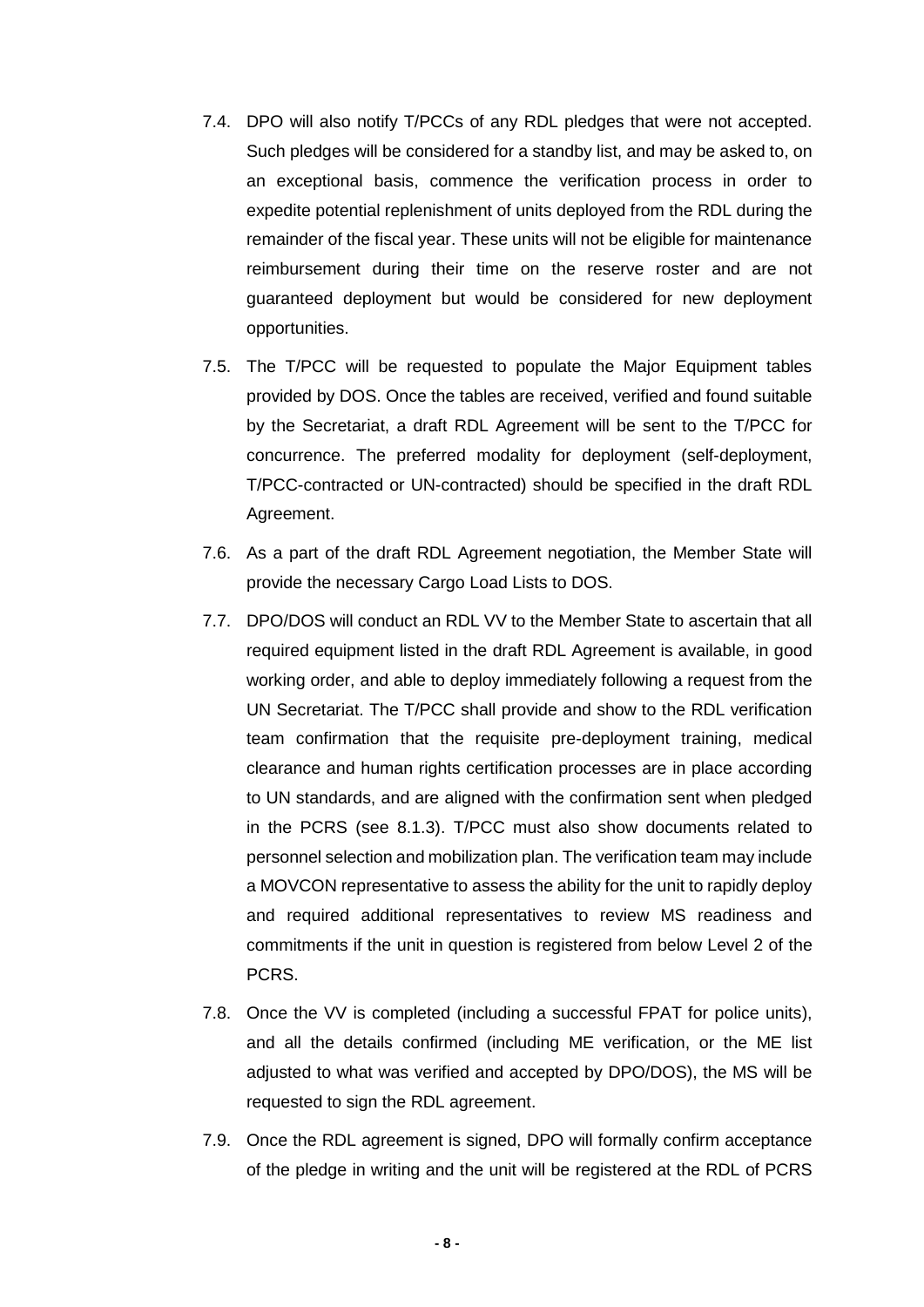7.4. DPO will also notify T/PCCs of any RDL pledges that were not accepted. Such pledges will be considered for a standby list, and may be asked to, on an exceptional basis, commence the verification process in order to expedite potential replenishment of units deployed from the RDL during the remainder of the fiscal year. These units will not be eligible for maintenance reimbursement during their time on the reserve roster and are not guaranteed deployment but would be considered for new deployment opportunities.

7.5. The T/PCC will be requested to populate the Major Equipment tables provided by DOS. Once the tables are received, verified and found suitable by the Secretariat, a draft RDL Agreement will be sent to the T/PCC for concurrence. The preferred modality for deployment (self-deployment, T/PCC-contracted or UN-contracted) should be specified in the draft RDL Agreement.

7.6. As a part of the draft RDL Agreement negotiation, the Member State will provide the necessary Cargo Load Lists to DOS.

7.7. DPO/DOS will conduct an RDL VV to the Member State to ascertain that all required equipment listed in the draft RDL Agreement is available, in good working order, and able to deploy immediately following a request from the UN Secretariat. The T/PCC shall provide and show to the RDL verification team confirmation that the requisite pre-deployment training, medical clearance and human rights certification processes are in place according to UN standards, and are aligned with the confirmation sent when pledged in the PCRS (see 8.1.3). T/PCC must also show documents related to personnel selection and mobilization plan. The verification team may include a MOVCON representative to assess the ability for the unit to rapidly deploy and required additional representatives to review MS readiness and commitments if the unit in question is registered from below Level 2 of the PCRS.

7.8. Once the VV is completed (including a successful FPAT for police units), and all the details confirmed (including ME verification, or the ME list adjusted to what was verified and accepted by DPO/DOS), the MS will be requested to sign the RDL agreement.

7.9. Once the RDL agreement is signed, DPO will formally confirm acceptance of the pledge in writing and the unit will be registered at the RDL of PCRS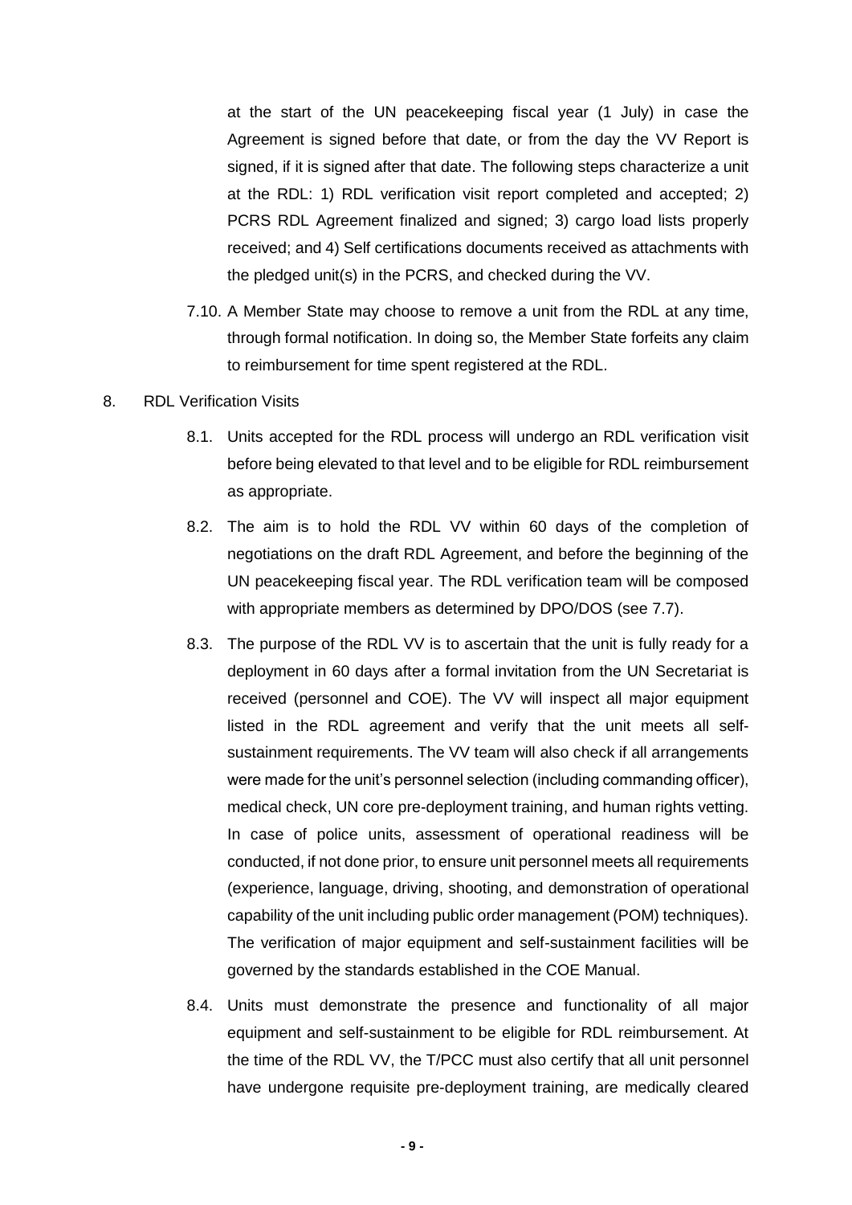at the start of the UN peacekeeping fiscal year (1 July) in case the Agreement is signed before that date, or from the day the VV Report is signed, if it is signed after that date. The following steps characterize a unit at the RDL: 1) RDL verification visit report completed and accepted; 2) PCRS RDL Agreement finalized and signed; 3) cargo load lists properly received; and 4) Self certifications documents received as attachments with the pledged unit(s) in the PCRS, and checked during the VV.

7.10. A Member State may choose to remove a unit from the RDL at any time, through formal notification. In doing so, the Member State forfeits any claim to reimbursement for time spent registered at the RDL.

8. RDL Verification Visits

8.1. Units accepted for the RDL process will undergo an RDL verification visit before being elevated to that level and to be eligible for RDL reimbursement as appropriate.

8.2. The aim is to hold the RDL VV within 60 days of the completion of negotiations on the draft RDL Agreement, and before the beginning of the UN peacekeeping fiscal year. The RDL verification team will be composed with appropriate members as determined by DPO/DOS (see 7.7).

8.3. The purpose of the RDL VV is to ascertain that the unit is fully ready for a deployment in 60 days after a formal invitation from the UN Secretariat is received (personnel and COE). The VV will inspect all major equipment listed in the RDL agreement and verify that the unit meets all self-sustainment requirements. The VV team will also check if all arrangements were made for the unit's personnel selection (including commanding officer), medical check, UN core pre-deployment training, and human rights vetting. In case of police units, assessment of operational readiness will be conducted, if not done prior, to ensure unit personnel meets all requirements (experience, language, driving, shooting, and demonstration of operational capability of the unit including public order management (POM) techniques). The verification of major equipment and self-sustainment facilities will be governed by the standards established in the COE Manual.

8.4. Units must demonstrate the presence and functionality of all major equipment and self-sustainment to be eligible for RDL reimbursement. At the time of the RDL VV, the T/PCC must also certify that all unit personnel have undergone requisite pre-deployment training, are medically cleared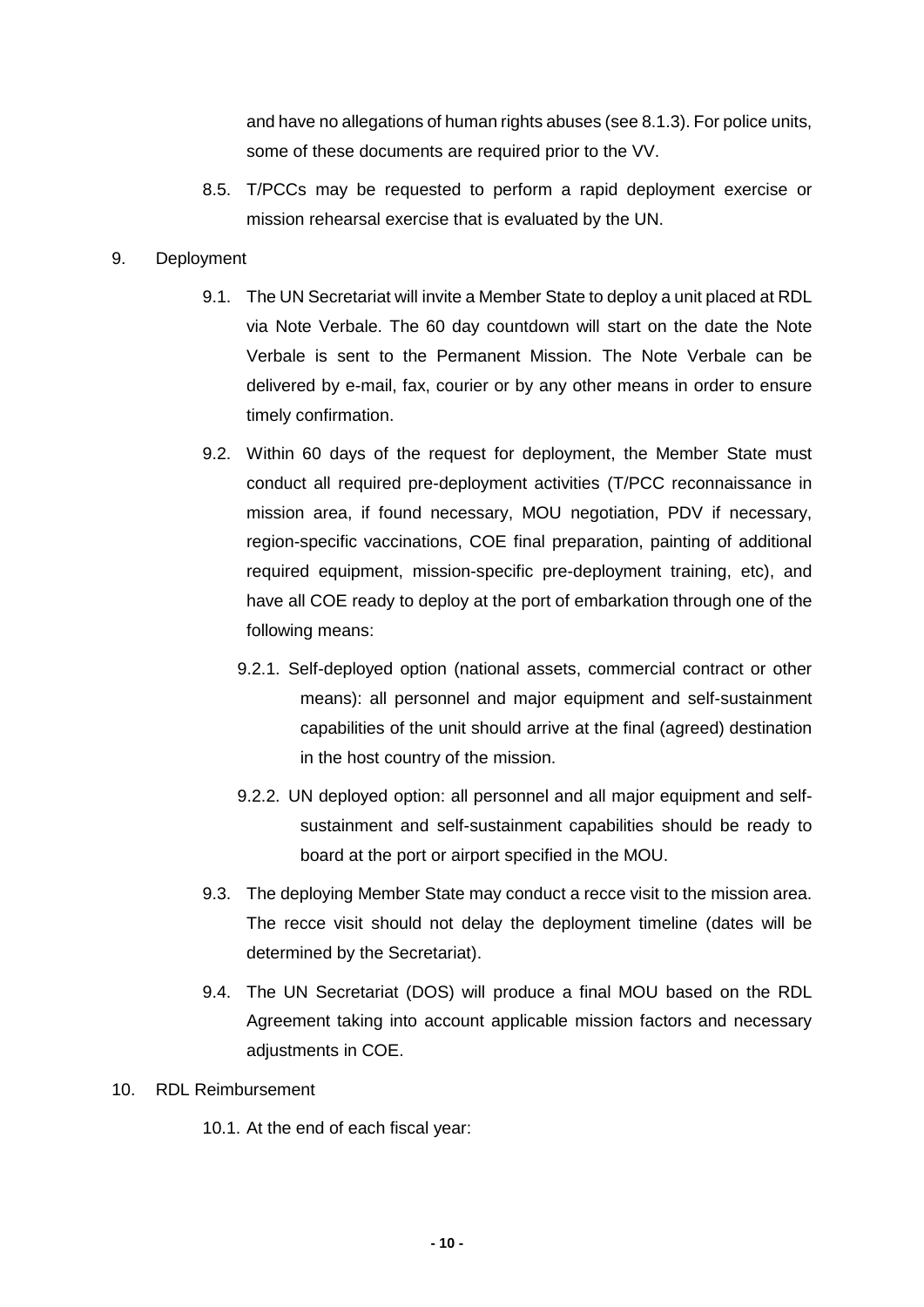and have no allegations of human rights abuses (see 8.1.3). For police units, some of these documents are required prior to the VV.

8.5. T/PCCs may be requested to perform a rapid deployment exercise or mission rehearsal exercise that is evaluated by the UN.

9. Deployment

9.1. The UN Secretariat will invite a Member State to deploy a unit placed at RDL via Note Verbale. The 60 day countdown will start on the date the Note Verbale is sent to the Permanent Mission. The Note Verbale can be delivered by e-mail, fax, courier or by any other means in order to ensure timely confirmation.

9.2. Within 60 days of the request for deployment, the Member State must conduct all required pre-deployment activities (T/PCC reconnaissance in mission area, if found necessary, MOU negotiation, PDV if necessary, region-specific vaccinations, COE final preparation, painting of additional required equipment, mission-specific pre-deployment training, etc), and have all COE ready to deploy at the port of embarkation through one of the following means:

9.2.1. Self-deployed option (national assets, commercial contract or other means): all personnel and major equipment and self-sustainment capabilities of the unit should arrive at the final (agreed) destination in the host country of the mission.

9.2.2. UN deployed option: all personnel and all major equipment and self-sustainment and self-sustainment capabilities should be ready to board at the port or airport specified in the MOU.

9.3. The deploying Member State may conduct a recce visit to the mission area. The recce visit should not delay the deployment timeline (dates will be determined by the Secretariat).

9.4. The UN Secretariat (DOS) will produce a final MOU based on the RDL Agreement taking into account applicable mission factors and necessary adjustments in COE.

10. RDL Reimbursement

10.1. At the end of each fiscal year: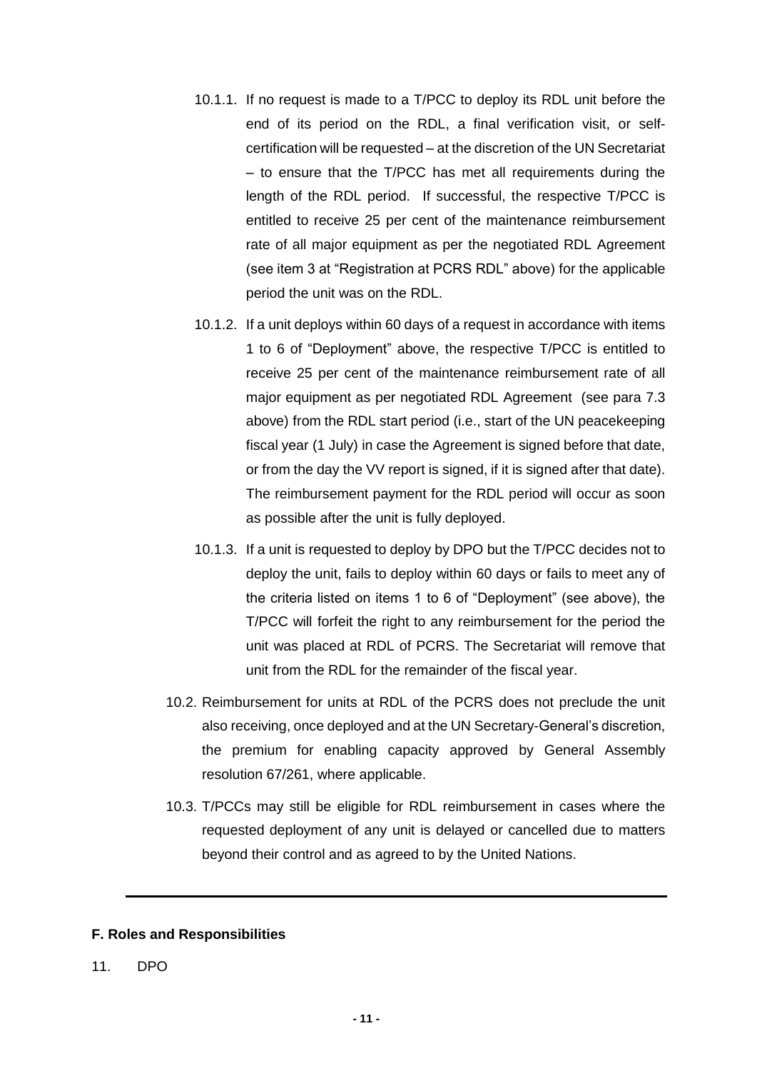10.1.1. If no request is made to a T/PCC to deploy its RDL unit before the end of its period on the RDL, a final verification visit, or self-certification will be requested – at the discretion of the UN Secretariat – to ensure that the T/PCC has met all requirements during the length of the RDL period. If successful, the respective T/PCC is entitled to receive 25 per cent of the maintenance reimbursement rate of all major equipment as per the negotiated RDL Agreement (see item 3 at "Registration at PCRS RDL" above) for the applicable period the unit was on the RDL.

10.1.2. If a unit deploys within 60 days of a request in accordance with items 1 to 6 of "Deployment" above, the respective T/PCC is entitled to receive 25 per cent of the maintenance reimbursement rate of all major equipment as per negotiated RDL Agreement (see para 7.3 above) from the RDL start period (i.e., start of the UN peacekeeping fiscal year (1 July) in case the Agreement is signed before that date, or from the day the VV report is signed, if it is signed after that date). The reimbursement payment for the RDL period will occur as soon as possible after the unit is fully deployed.

10.1.3. If a unit is requested to deploy by DPO but the T/PCC decides not to deploy the unit, fails to deploy within 60 days or fails to meet any of the criteria listed on items 1 to 6 of "Deployment" (see above), the T/PCC will forfeit the right to any reimbursement for the period the unit was placed at RDL of PCRS. The Secretariat will remove that unit from the RDL for the remainder of the fiscal year.

10.2. Reimbursement for units at RDL of the PCRS does not preclude the unit also receiving, once deployed and at the UN Secretary-General's discretion, the premium for enabling capacity approved by General Assembly resolution 67/261, where applicable.

10.3. T/PCCs may still be eligible for RDL reimbursement in cases where the requested deployment of any unit is delayed or cancelled due to matters beyond their control and as agreed to by the United Nations.

---

**F. Roles and Responsibilities**

11. DPO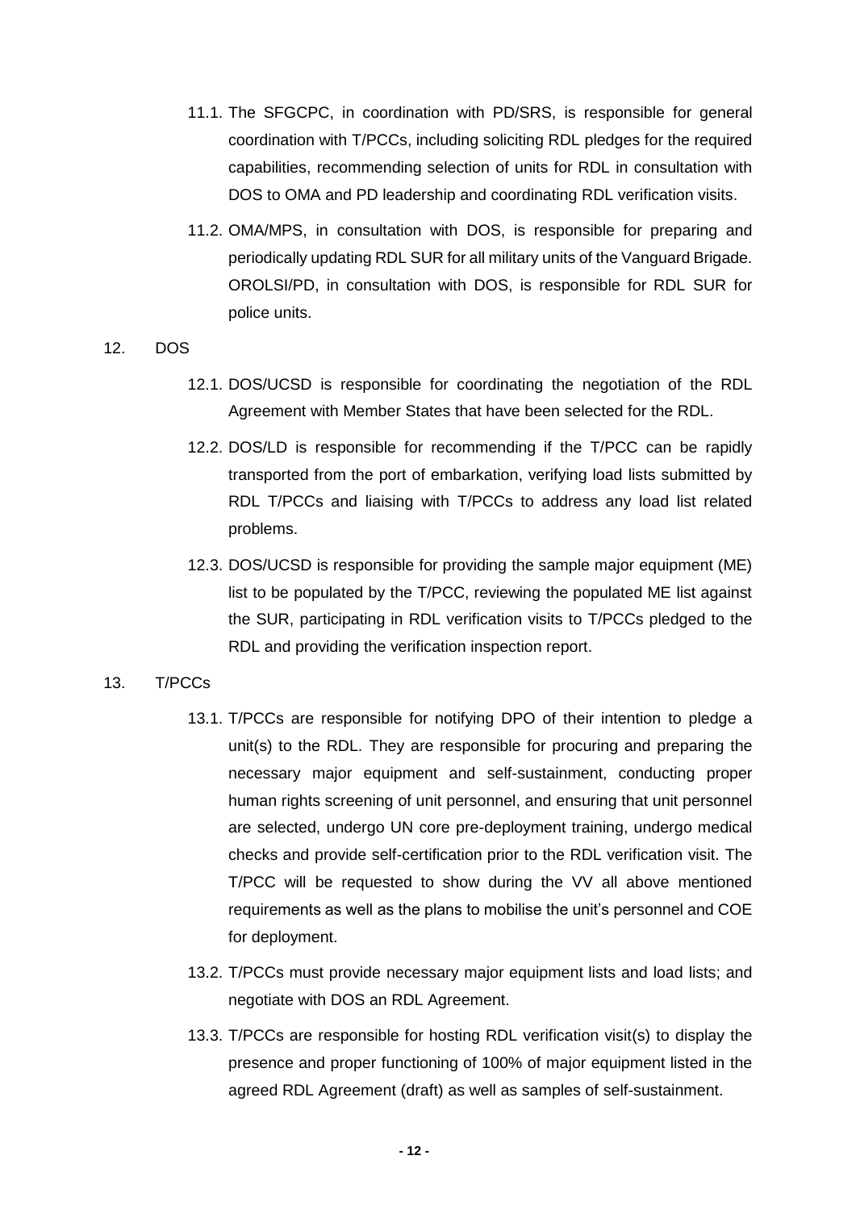11.1. The SFGCPC, in coordination with PD/SRS, is responsible for general coordination with T/PCCs, including soliciting RDL pledges for the required capabilities, recommending selection of units for RDL in consultation with DOS to OMA and PD leadership and coordinating RDL verification visits.

11.2. OMA/MPS, in consultation with DOS, is responsible for preparing and periodically updating RDL SUR for all military units of the Vanguard Brigade. OROLSI/PD, in consultation with DOS, is responsible for RDL SUR for police units.

12. DOS

12.1. DOS/UCSD is responsible for coordinating the negotiation of the RDL Agreement with Member States that have been selected for the RDL.

12.2. DOS/LD is responsible for recommending if the T/PCC can be rapidly transported from the port of embarkation, verifying load lists submitted by RDL T/PCCs and liaising with T/PCCs to address any load list related problems.

12.3. DOS/UCSD is responsible for providing the sample major equipment (ME) list to be populated by the T/PCC, reviewing the populated ME list against the SUR, participating in RDL verification visits to T/PCCs pledged to the RDL and providing the verification inspection report.

13. T/PCCs

13.1. T/PCCs are responsible for notifying DPO of their intention to pledge a unit(s) to the RDL. They are responsible for procuring and preparing the necessary major equipment and self-sustainment, conducting proper human rights screening of unit personnel, and ensuring that unit personnel are selected, undergo UN core pre-deployment training, undergo medical checks and provide self-certification prior to the RDL verification visit. The T/PCC will be requested to show during the VV all above mentioned requirements as well as the plans to mobilise the unit's personnel and COE for deployment.

13.2. T/PCCs must provide necessary major equipment lists and load lists; and negotiate with DOS an RDL Agreement.

13.3. T/PCCs are responsible for hosting RDL verification visit(s) to display the presence and proper functioning of 100% of major equipment listed in the agreed RDL Agreement (draft) as well as samples of self-sustainment.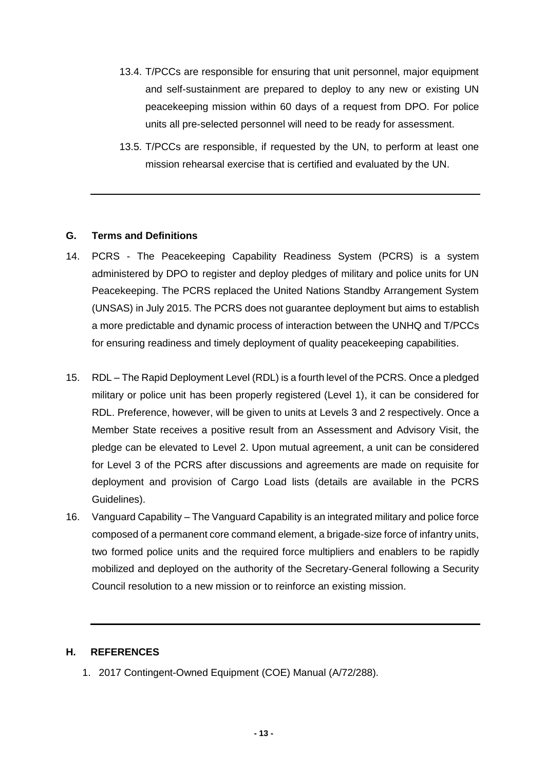13.4. T/PCCs are responsible for ensuring that unit personnel, major equipment and self-sustainment are prepared to deploy to any new or existing UN peacekeeping mission within 60 days of a request from DPO. For police units all pre-selected personnel will need to be ready for assessment.

13.5. T/PCCs are responsible, if requested by the UN, to perform at least one mission rehearsal exercise that is certified and evaluated by the UN.

---

## G. Terms and Definitions

14. PCRS - The Peacekeeping Capability Readiness System (PCRS) is a system administered by DPO to register and deploy pledges of military and police units for UN Peacekeeping. The PCRS replaced the United Nations Standby Arrangement System (UNSAS) in July 2015. The PCRS does not guarantee deployment but aims to establish a more predictable and dynamic process of interaction between the UNHQ and T/PCCs for ensuring readiness and timely deployment of quality peacekeeping capabilities.

15. RDL – The Rapid Deployment Level (RDL) is a fourth level of the PCRS. Once a pledged military or police unit has been properly registered (Level 1), it can be considered for RDL. Preference, however, will be given to units at Levels 3 and 2 respectively. Once a Member State receives a positive result from an Assessment and Advisory Visit, the pledge can be elevated to Level 2. Upon mutual agreement, a unit can be considered for Level 3 of the PCRS after discussions and agreements are made on requisite for deployment and provision of Cargo Load lists (details are available in the PCRS Guidelines).

16. Vanguard Capability – The Vanguard Capability is an integrated military and police force composed of a permanent core command element, a brigade-size force of infantry units, two formed police units and the required force multipliers and enablers to be rapidly mobilized and deployed on the authority of the Secretary-General following a Security Council resolution to a new mission or to reinforce an existing mission.

---

## H. REFERENCES

1. 2017 Contingent-Owned Equipment (COE) Manual (A/72/288).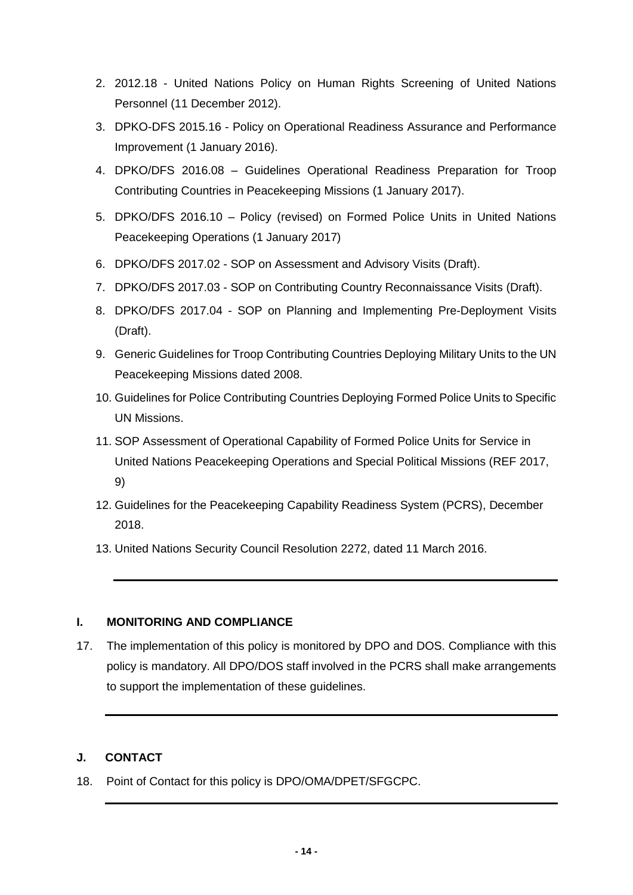2. 2012.18 - United Nations Policy on Human Rights Screening of United Nations Personnel (11 December 2012).
3. DPKO-DFS 2015.16 - Policy on Operational Readiness Assurance and Performance Improvement (1 January 2016).
4. DPKO/DFS 2016.08 – Guidelines Operational Readiness Preparation for Troop Contributing Countries in Peacekeeping Missions (1 January 2017).
5. DPKO/DFS 2016.10 – Policy (revised) on Formed Police Units in United Nations Peacekeeping Operations (1 January 2017)
6. DPKO/DFS 2017.02 - SOP on Assessment and Advisory Visits (Draft).
7. DPKO/DFS 2017.03 - SOP on Contributing Country Reconnaissance Visits (Draft).
8. DPKO/DFS 2017.04 - SOP on Planning and Implementing Pre-Deployment Visits (Draft).
9. Generic Guidelines for Troop Contributing Countries Deploying Military Units to the UN Peacekeeping Missions dated 2008.
10. Guidelines for Police Contributing Countries Deploying Formed Police Units to Specific UN Missions.
11. SOP Assessment of Operational Capability of Formed Police Units for Service in United Nations Peacekeeping Operations and Special Political Missions (REF 2017, 9)
12. Guidelines for the Peacekeeping Capability Readiness System (PCRS), December 2018.
13. United Nations Security Council Resolution 2272, dated 11 March 2016.

---

## I. MONITORING AND COMPLIANCE

17. The implementation of this policy is monitored by DPO and DOS. Compliance with this policy is mandatory. All DPO/DOS staff involved in the PCRS shall make arrangements to support the implementation of these guidelines.

---

## J. CONTACT

18. Point of Contact for this policy is DPO/OMA/DPET/SFGCPC.

---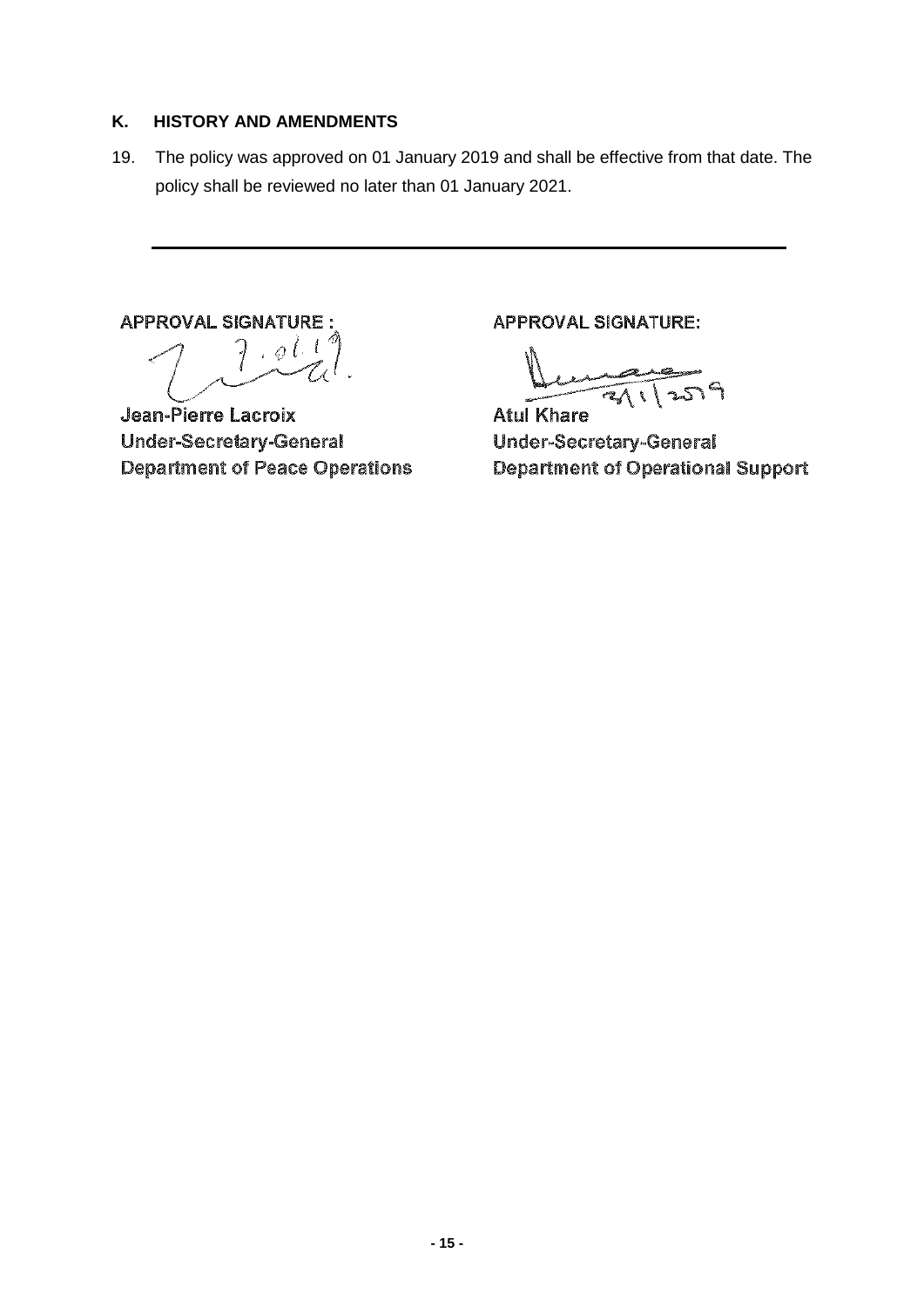## K. HISTORY AND AMENDMENTS

19. The policy was approved on 01 January 2019 and shall be effective from that date. The policy shall be reviewed no later than 01 January 2021.

---

**APPROVAL SIGNATURE :**

7.01.19

**Jean-Pierre Lacroix**
Under-Secretary-General
Department of Peace Operations

**APPROVAL SIGNATURE:**

3/1/2019

**Atul Khare**
Under-Secretary-General
Department of Operational Support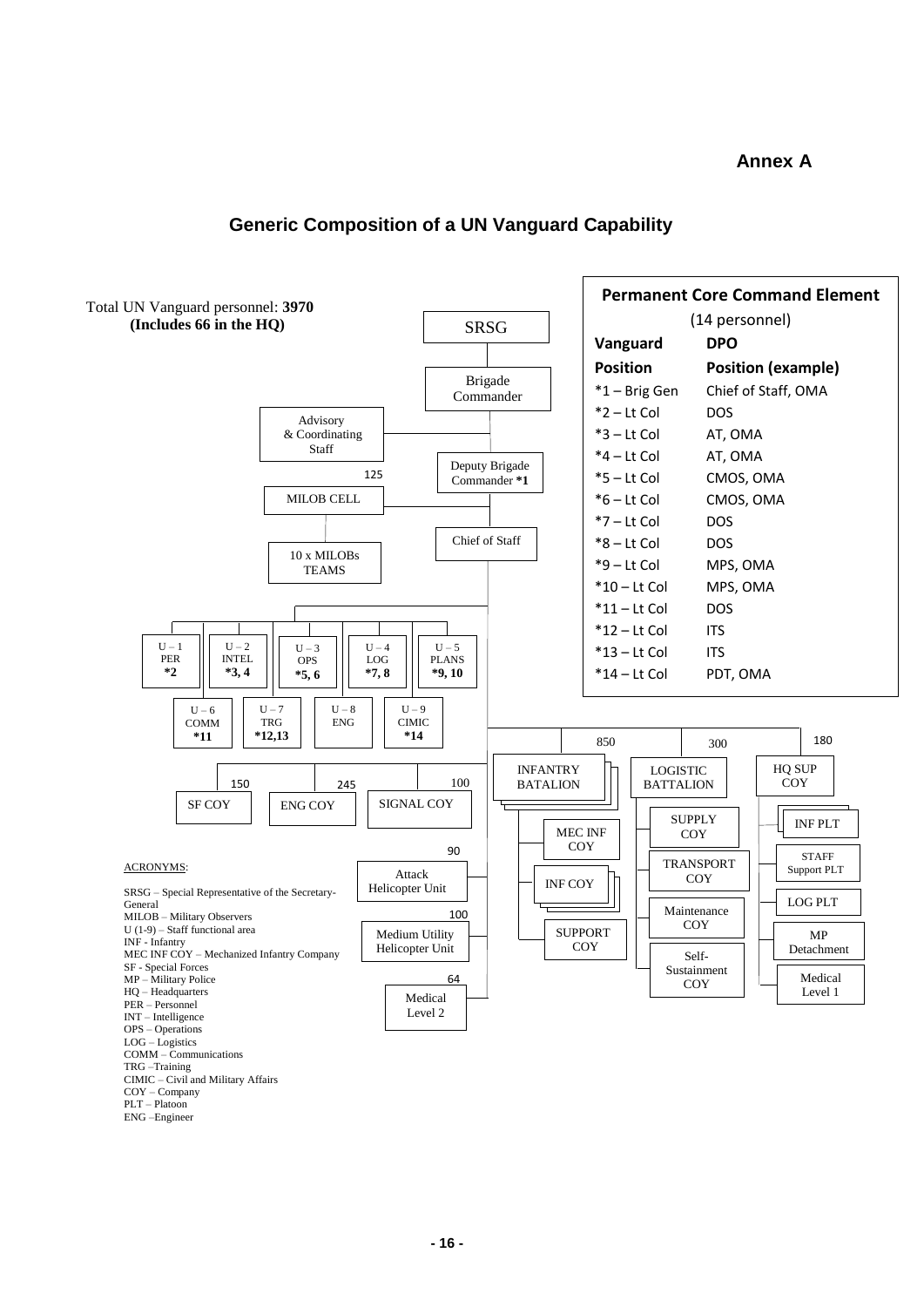**Annex A**

## Generic Composition of a UN Vanguard Capability

Total UN Vanguard personnel: **3970**
**(Includes 66 in the HQ)**

SRSG

Brigade Commander

Advisory & Coordinating Staff

Deputy Brigade Commander ***1**

125

MILOB CELL

10 x MILOBs TEAMS

Chief of Staff

U – 1 PER **\*2**

U – 2 INTEL **\*3, 4**

U – 3 OPS **\*5, 6**

U – 4 LOG **\*7, 8**

U – 5 PLANS **\*9, 10**

U – 6 COMM **\*11**

U – 7 TRG **\*12,13**

U – 8 ENG

U – 9 CIMIC **\*14**

150 SF COY

245 ENG COY

100 SIGNAL COY

90 Attack Helicopter Unit

100 Medium Utility Helicopter Unit

64 Medical Level 2

850 INFANTRY BATALION

- MEC INF COY
- INF COY
- SUPPORT COY

300 LOGISTIC BATTALION

- SUPPLY COY
- TRANSPORT COY
- Maintenance COY
- Self-Sustainment COY

180 HQ SUP COY

- INF PLT
- STAFF Support PLT
- LOG PLT
- MP Detachment
- Medical Level 1

**Permanent Core Command Element**

(14 personnel)

| Vanguard Position | DPO Position (example) |
|---|---|
| *1 – Brig Gen | Chief of Staff, OMA |
| *2 – Lt Col | DOS |
| *3 – Lt Col | AT, OMA |
| *4 – Lt Col | AT, OMA |
| *5 – Lt Col | CMOS, OMA |
| *6 – Lt Col | CMOS, OMA |
| *7 – Lt Col | DOS |
| *8 – Lt Col | DOS |
| *9 – Lt Col | MPS, OMA |
| *10 – Lt Col | MPS, OMA |
| *11 – Lt Col | DOS |
| *12 – Lt Col | ITS |
| *13 – Lt Col | ITS |
| *14 – Lt Col | PDT, OMA |

ACRONYMS:

SRSG – Special Representative of the Secretary-General
MILOB – Military Observers
U (1-9) – Staff functional area
INF - Infantry
MEC INF COY – Mechanized Infantry Company
SF - Special Forces
MP – Military Police
HQ – Headquarters
PER – Personnel
INT – Intelligence
OPS – Operations
LOG – Logistics
COMM – Communications
TRG –Training
CIMIC – Civil and Military Affairs
COY – Company
PLT – Platoon
ENG –Engineer